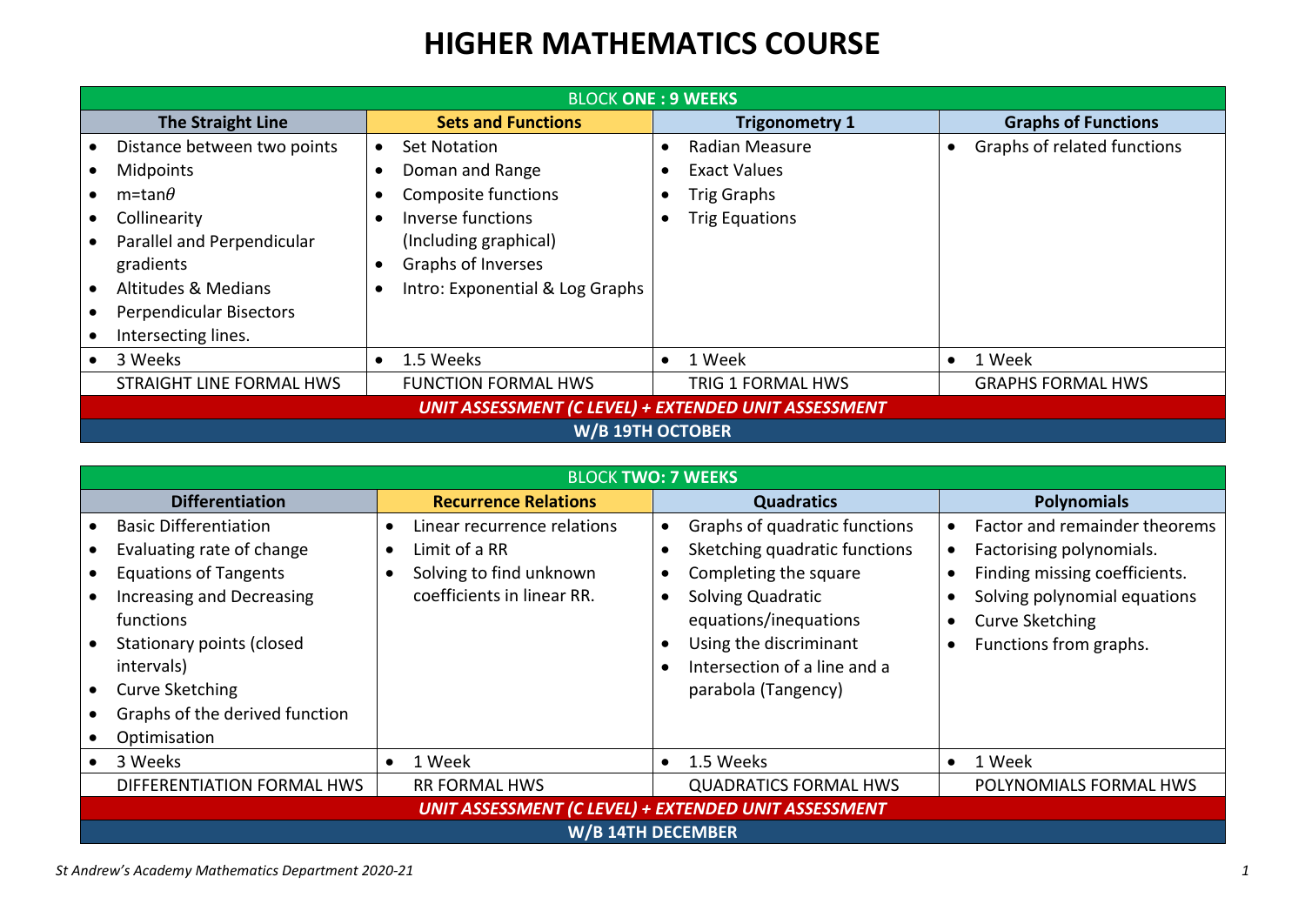# HIGHER MATHEMATICS COURSE

| BLOCK **ONE : 9 WEEKS** | | | |
|---|---|---|---|
| **The Straight Line** | **Sets and Functions** | **Trigonometry 1** | **Graphs of Functions** |
| • Distance between two points<br>• Midpoints<br>• $m = \tan\theta$<br>• Collinearity<br>• Parallel and Perpendicular gradients<br>• Altitudes & Medians<br>• Perpendicular Bisectors<br>• Intersecting lines. | • Set Notation<br>• Doman and Range<br>• Composite functions<br>• Inverse functions (Including graphical)<br>• Graphs of Inverses<br>• Intro: Exponential & Log Graphs | • Radian Measure<br>• Exact Values<br>• Trig Graphs<br>• Trig Equations | • Graphs of related functions |
| • 3 Weeks | • 1.5 Weeks | • 1 Week | • 1 Week |
| STRAIGHT LINE FORMAL HWS | FUNCTION FORMAL HWS | TRIG 1 FORMAL HWS | GRAPHS FORMAL HWS |
| ***UNIT ASSESSMENT (C LEVEL) + EXTENDED UNIT ASSESSMENT*** | | | |
| **W/B 19TH OCTOBER** | | | |

| BLOCK **TWO: 7 WEEKS** | | | |
|---|---|---|---|
| **Differentiation** | **Recurrence Relations** | **Quadratics** | **Polynomials** |
| • Basic Differentiation<br>• Evaluating rate of change<br>• Equations of Tangents<br>• Increasing and Decreasing functions<br>• Stationary points (closed intervals)<br>• Curve Sketching<br>• Graphs of the derived function<br>• Optimisation | • Linear recurrence relations<br>• Limit of a RR<br>• Solving to find unknown coefficients in linear RR. | • Graphs of quadratic functions<br>• Sketching quadratic functions<br>• Completing the square<br>• Solving Quadratic equations/inequations<br>• Using the discriminant<br>• Intersection of a line and a parabola (Tangency) | • Factor and remainder theorems<br>• Factorising polynomials.<br>• Finding missing coefficients.<br>• Solving polynomial equations<br>• Curve Sketching<br>• Functions from graphs. |
| • 3 Weeks | • 1 Week | • 1.5 Weeks | • 1 Week |
| DIFFERENTIATION FORMAL HWS | RR FORMAL HWS | QUADRATICS FORMAL HWS | POLYNOMIALS FORMAL HWS |
| ***UNIT ASSESSMENT (C LEVEL) + EXTENDED UNIT ASSESSMENT*** | | | |
| **W/B 14TH DECEMBER** | | | |

*St Andrew's Academy Mathematics Department 2020-21*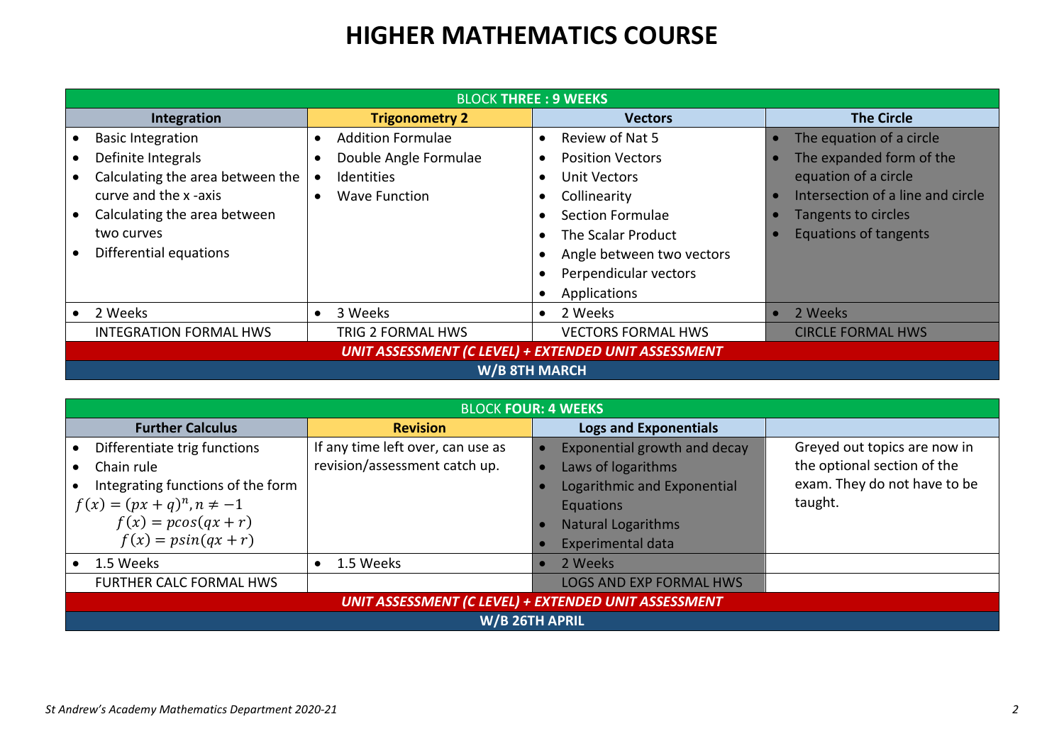# HIGHER MATHEMATICS COURSE

| BLOCK **THREE : 9 WEEKS** | | | |
|---|---|---|---|
| **Integration** | **Trigonometry 2** | **Vectors** | **The Circle** |
| • Basic Integration<br>• Definite Integrals<br>• Calculating the area between the curve and the x -axis<br>• Calculating the area between two curves<br>• Differential equations | • Addition Formulae<br>• Double Angle Formulae<br>• Identities<br>• Wave Function | • Review of Nat 5<br>• Position Vectors<br>• Unit Vectors<br>• Collinearity<br>• Section Formulae<br>• The Scalar Product<br>• Angle between two vectors<br>• Perpendicular vectors<br>• Applications | • The equation of a circle<br>• The expanded form of the equation of a circle<br>• Intersection of a line and circle<br>• Tangents to circles<br>• Equations of tangents |
| • 2 Weeks | • 3 Weeks | • 2 Weeks | • 2 Weeks |
| INTEGRATION FORMAL HWS | TRIG 2 FORMAL HWS | VECTORS FORMAL HWS | CIRCLE FORMAL HWS |
| ***UNIT ASSESSMENT (C LEVEL) + EXTENDED UNIT ASSESSMENT*** | | | |
| **W/B 8TH MARCH** | | | |

| BLOCK **FOUR: 4 WEEKS** | | | |
|---|---|---|---|
| **Further Calculus** | **Revision** | **Logs and Exponentials** | |
| • Differentiate trig functions<br>• Chain rule<br>• Integrating functions of the form<br>$f(x) = (px + q)^n, n \neq -1$<br>$f(x) = p\cos(qx + r)$<br>$f(x) = p\sin(qx + r)$ | If any time left over, can use as revision/assessment catch up. | • Exponential growth and decay<br>• Laws of logarithms<br>• Logarithmic and Exponential Equations<br>• Natural Logarithms<br>• Experimental data | Greyed out topics are now in the optional section of the exam. They do not have to be taught. |
| • 1.5 Weeks | • 1.5 Weeks | • 2 Weeks | |
| FURTHER CALC FORMAL HWS | | LOGS AND EXP FORMAL HWS | |
| ***UNIT ASSESSMENT (C LEVEL) + EXTENDED UNIT ASSESSMENT*** | | | |
| **W/B 26TH APRIL** | | | |

*St Andrew's Academy Mathematics Department 2020-21*